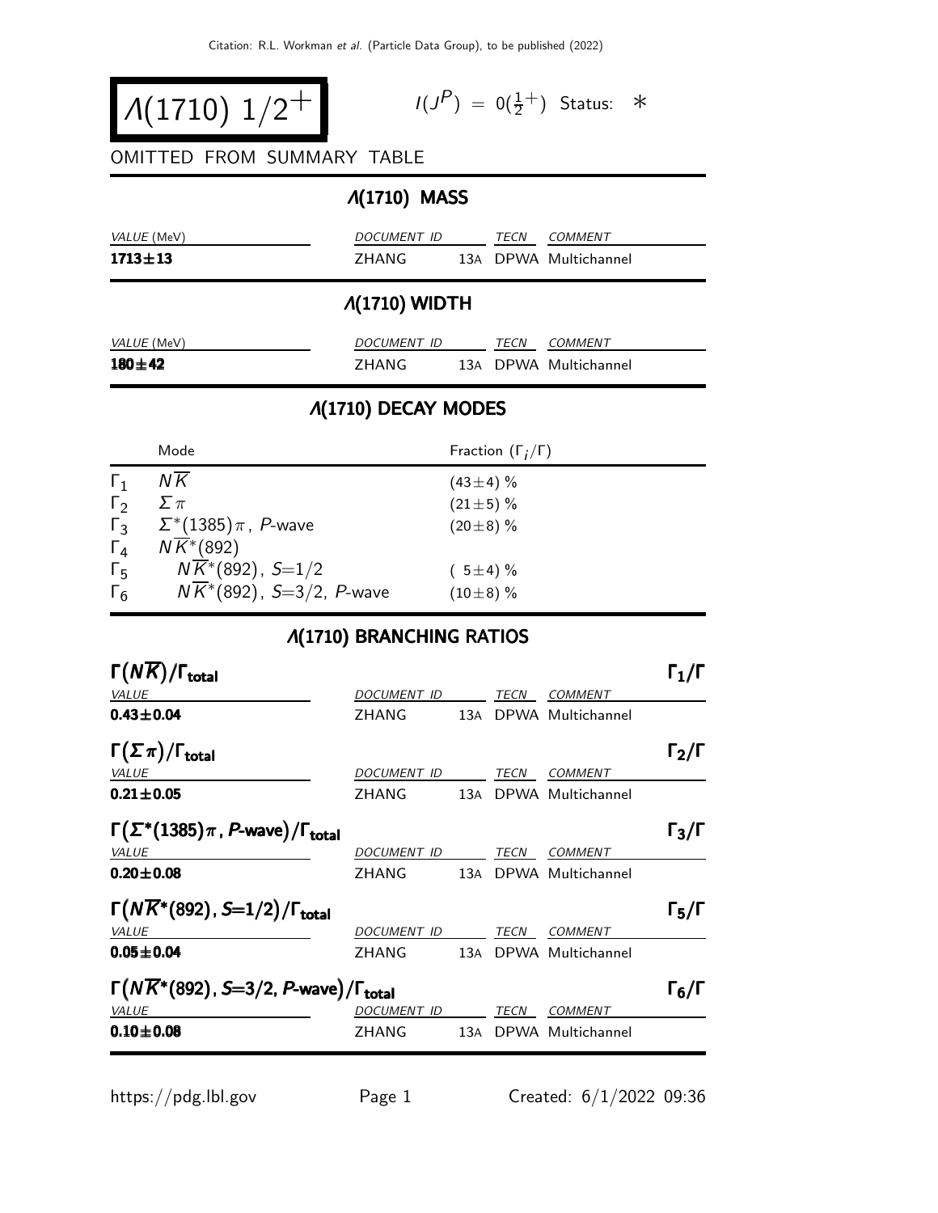# $\Lambda(1710)$ $1/2^+$

$I(J^P) = 0(\frac{1}{2}^+)$ Status: $*$

OMITTED FROM SUMMARY TABLE

## $\Lambda(1710)$ MASS

| *VALUE* (MeV) | *DOCUMENT ID* | | *TECN* | *COMMENT* |
|---|---|---|---|---|
| **1713±13** | ZHANG | 13A | DPWA | Multichannel |

## $\Lambda(1710)$ WIDTH

| *VALUE* (MeV) | *DOCUMENT ID* | | *TECN* | *COMMENT* |
|---|---|---|---|---|
| **180±42** | ZHANG | 13A | DPWA | Multichannel |

## $\Lambda(1710)$ DECAY MODES

| | Mode | Fraction ($\Gamma_i/\Gamma$) |
|---|---|---|
| $\Gamma_1$ | $N\overline{K}$ | $(43\pm4)$ % |
| $\Gamma_2$ | $\Sigma\pi$ | $(21\pm5)$ % |
| $\Gamma_3$ | $\Sigma^*(1385)\pi$, $P$-wave | $(20\pm8)$ % |
| $\Gamma_4$ | $N\overline{K}^*(892)$ | |
| $\Gamma_5$ | $N\overline{K}^*(892)$, $S$=1/2 | $(5\pm4)$ % |
| $\Gamma_6$ | $N\overline{K}^*(892)$, $S$=3/2, $P$-wave | $(10\pm8)$ % |

## $\Lambda(1710)$ BRANCHING RATIOS

**$\Gamma(N\overline{K})/\Gamma_{\text{total}}$** $\Gamma_1/\Gamma$

| *VALUE* | *DOCUMENT ID* | | *TECN* | *COMMENT* |
|---|---|---|---|---|
| **0.43±0.04** | ZHANG | 13A | DPWA | Multichannel |

**$\Gamma(\Sigma\pi)/\Gamma_{\text{total}}$** $\Gamma_2/\Gamma$

| *VALUE* | *DOCUMENT ID* | | *TECN* | *COMMENT* |
|---|---|---|---|---|
| **0.21±0.05** | ZHANG | 13A | DPWA | Multichannel |

**$\Gamma(\Sigma^*(1385)\pi$, $P$-wave$)/\Gamma_{\text{total}}$** $\Gamma_3/\Gamma$

| *VALUE* | *DOCUMENT ID* | | *TECN* | *COMMENT* |
|---|---|---|---|---|
| **0.20±0.08** | ZHANG | 13A | DPWA | Multichannel |

**$\Gamma(N\overline{K}^*(892)$, $S$=1/2$)/\Gamma_{\text{total}}$** $\Gamma_5/\Gamma$

| *VALUE* | *DOCUMENT ID* | | *TECN* | *COMMENT* |
|---|---|---|---|---|
| **0.05±0.04** | ZHANG | 13A | DPWA | Multichannel |

**$\Gamma(N\overline{K}^*(892)$, $S$=3/2, $P$-wave$)/\Gamma_{\text{total}}$** $\Gamma_6/\Gamma$

| *VALUE* | *DOCUMENT ID* | | *TECN* | *COMMENT* |
|---|---|---|---|---|
| **0.10±0.08** | ZHANG | 13A | DPWA | Multichannel |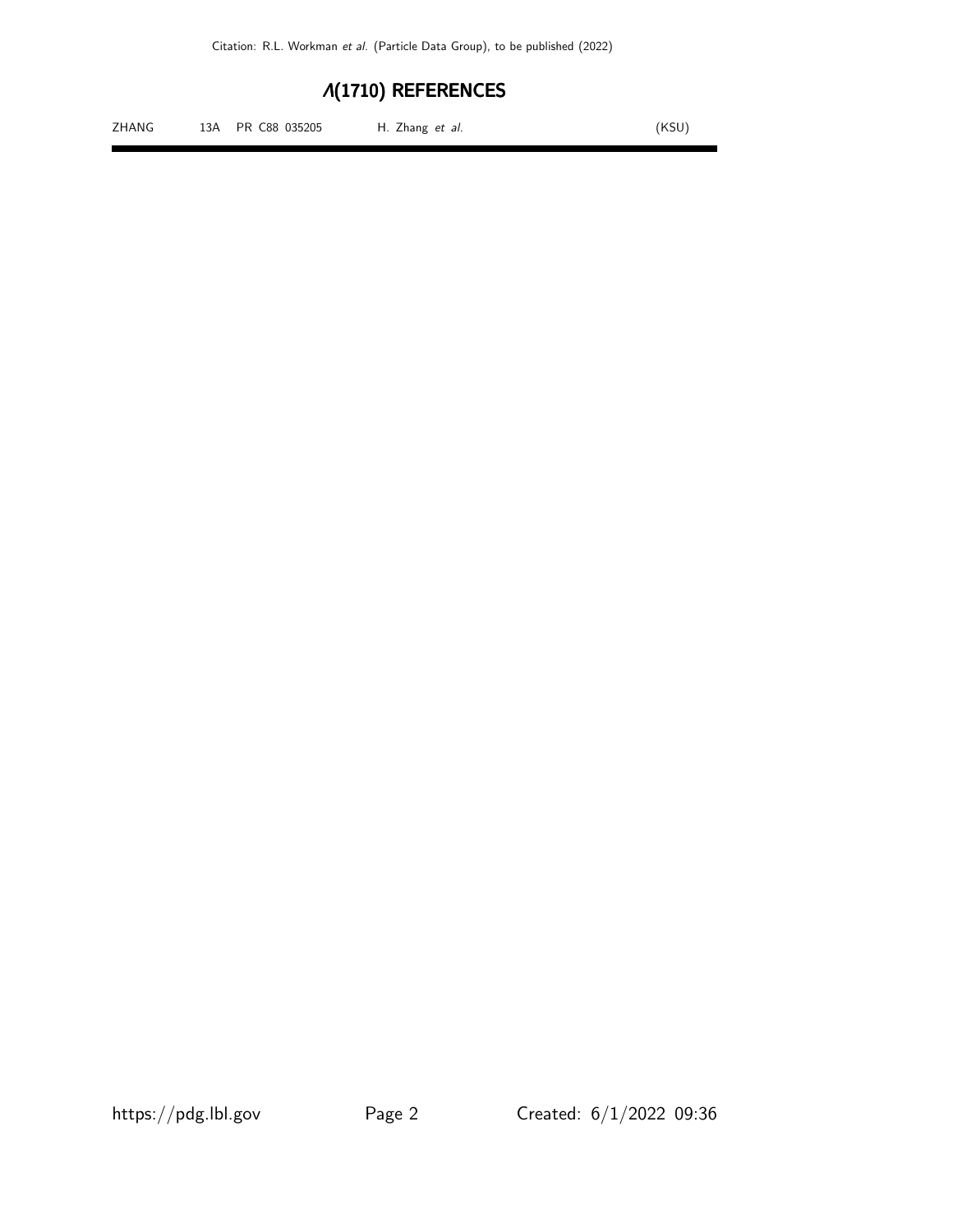## $\Lambda(1710)$ REFERENCES

| | | | | |
|---|---|---|---|---|
| ZHANG | 13A | PR C88 035205 | H. Zhang *et al.* | (KSU) |